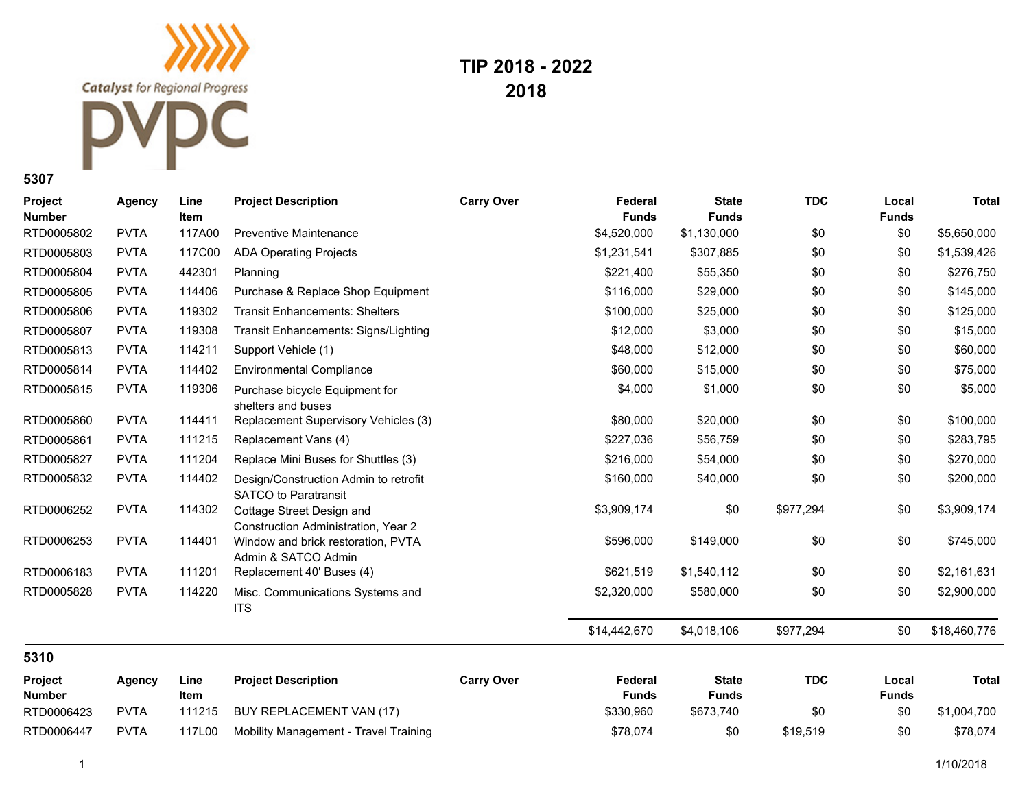Catalyst for Regional Progress

PVPC

# TIP 2018 - 2022
## 2018

### 5307

| Project Number | Agency | Line Item | Project Description | Carry Over | Federal Funds | State Funds | TDC | Local Funds | Total |
|---|---|---|---|---|---|---|---|---|---|
| RTD0005802 | PVTA | 117A00 | Preventive Maintenance | | $4,520,000 | $1,130,000 | $0 | $0 | $5,650,000 |
| RTD0005803 | PVTA | 117C00 | ADA Operating Projects | | $1,231,541 | $307,885 | $0 | $0 | $1,539,426 |
| RTD0005804 | PVTA | 442301 | Planning | | $221,400 | $55,350 | $0 | $0 | $276,750 |
| RTD0005805 | PVTA | 114406 | Purchase & Replace Shop Equipment | | $116,000 | $29,000 | $0 | $0 | $145,000 |
| RTD0005806 | PVTA | 119302 | Transit Enhancements: Shelters | | $100,000 | $25,000 | $0 | $0 | $125,000 |
| RTD0005807 | PVTA | 119308 | Transit Enhancements: Signs/Lighting | | $12,000 | $3,000 | $0 | $0 | $15,000 |
| RTD0005813 | PVTA | 114211 | Support Vehicle (1) | | $48,000 | $12,000 | $0 | $0 | $60,000 |
| RTD0005814 | PVTA | 114402 | Environmental Compliance | | $60,000 | $15,000 | $0 | $0 | $75,000 |
| RTD0005815 | PVTA | 119306 | Purchase bicycle Equipment for shelters and buses | | $4,000 | $1,000 | $0 | $0 | $5,000 |
| RTD0005860 | PVTA | 114411 | Replacement Supervisory Vehicles (3) | | $80,000 | $20,000 | $0 | $0 | $100,000 |
| RTD0005861 | PVTA | 111215 | Replacement Vans (4) | | $227,036 | $56,759 | $0 | $0 | $283,795 |
| RTD0005827 | PVTA | 111204 | Replace Mini Buses for Shuttles (3) | | $216,000 | $54,000 | $0 | $0 | $270,000 |
| RTD0005832 | PVTA | 114402 | Design/Construction Admin to retrofit SATCO to Paratransit | | $160,000 | $40,000 | $0 | $0 | $200,000 |
| RTD0006252 | PVTA | 114302 | Cottage Street Design and Construction Administration, Year 2 | | $3,909,174 | $0 | $977,294 | $0 | $3,909,174 |
| RTD0006253 | PVTA | 114401 | Window and brick restoration, PVTA Admin & SATCO Admin | | $596,000 | $149,000 | $0 | $0 | $745,000 |
| RTD0006183 | PVTA | 111201 | Replacement 40' Buses (4) | | $621,519 | $1,540,112 | $0 | $0 | $2,161,631 |
| RTD0005828 | PVTA | 114220 | Misc. Communications Systems and ITS | | $2,320,000 | $580,000 | $0 | $0 | $2,900,000 |
| | | | | | $14,442,670 | $4,018,106 | $977,294 | $0 | $18,460,776 |

### 5310

| Project Number | Agency | Line Item | Project Description | Carry Over | Federal Funds | State Funds | TDC | Local Funds | Total |
|---|---|---|---|---|---|---|---|---|---|
| RTD0006423 | PVTA | 111215 | BUY REPLACEMENT VAN (17) | | $330,960 | $673,740 | $0 | $0 | $1,004,700 |
| RTD0006447 | PVTA | 117L00 | Mobility Management - Travel Training | | $78,074 | $0 | $19,519 | $0 | $78,074 |

1/10/2018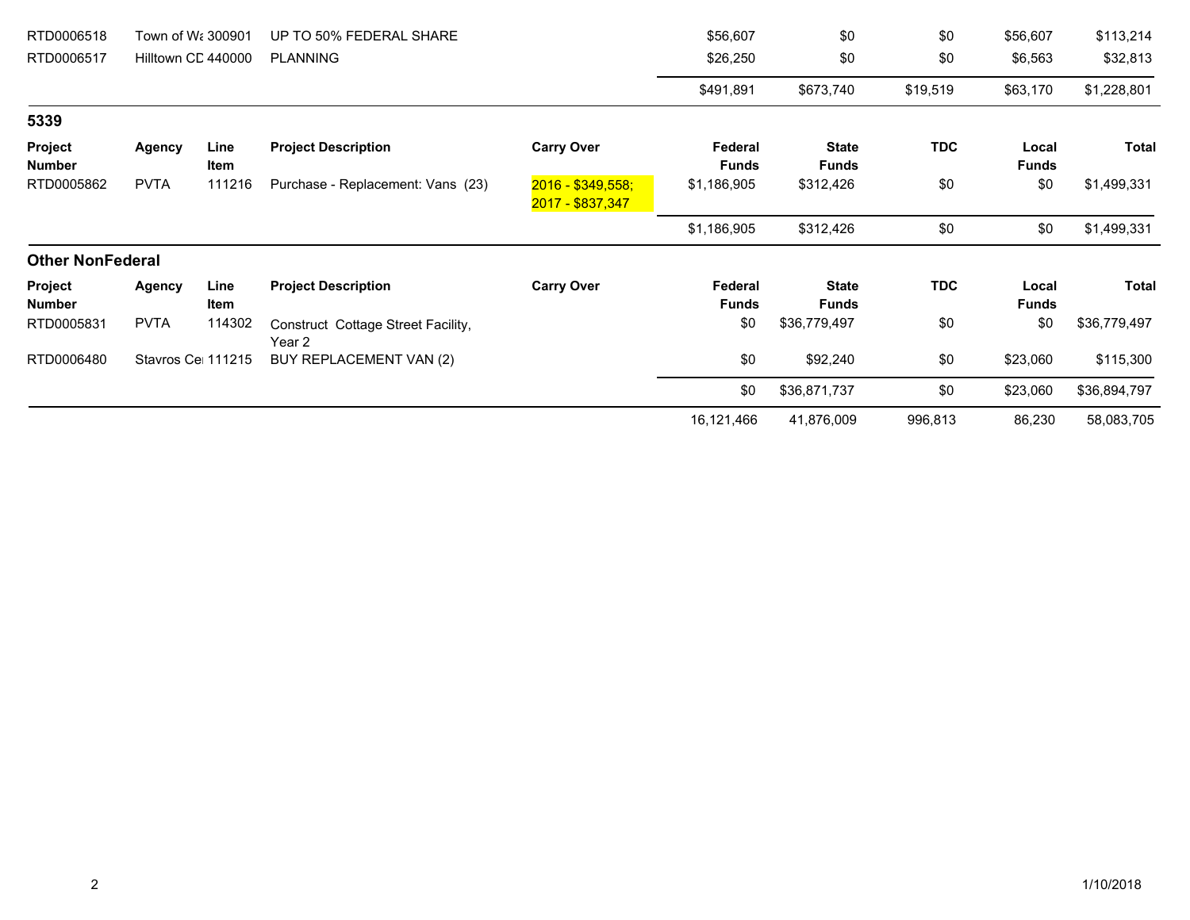| Project Number | Agency | Line Item | Project Description | Carry Over | Federal Funds | State Funds | TDC | Local Funds | Total |
|---|---|---|---|---|---|---|---|---|---|
| RTD0006518 | Town of Wa | 300901 | UP TO 50% FEDERAL SHARE | | $56,607 | $0 | $0 | $56,607 | $113,214 |
| RTD0006517 | Hilltown CD | 440000 | PLANNING | | $26,250 | $0 | $0 | $6,563 | $32,813 |
| | | | | | $491,891 | $673,740 | $19,519 | $63,170 | $1,228,801 |

## 5339

| Project Number | Agency | Line Item | Project Description | Carry Over | Federal Funds | State Funds | TDC | Local Funds | Total |
|---|---|---|---|---|---|---|---|---|---|
| RTD0005862 | PVTA | 111216 | Purchase - Replacement: Vans (23) | 2016 - $349,558; 2017 - $837,347 | $1,186,905 | $312,426 | $0 | $0 | $1,499,331 |
| | | | | | $1,186,905 | $312,426 | $0 | $0 | $1,499,331 |

## Other NonFederal

| Project Number | Agency | Line Item | Project Description | Carry Over | Federal Funds | State Funds | TDC | Local Funds | Total |
|---|---|---|---|---|---|---|---|---|---|
| RTD0005831 | PVTA | 114302 | Construct Cottage Street Facility, Year 2 | | $0 | $36,779,497 | $0 | $0 | $36,779,497 |
| RTD0006480 | Stavros Cei | 111215 | BUY REPLACEMENT VAN (2) | | $0 | $92,240 | $0 | $23,060 | $115,300 |
| | | | | | $0 | $36,871,737 | $0 | $23,060 | $36,894,797 |
| | | | | | 16,121,466 | 41,876,009 | 996,813 | 86,230 | 58,083,705 |

1/10/2018